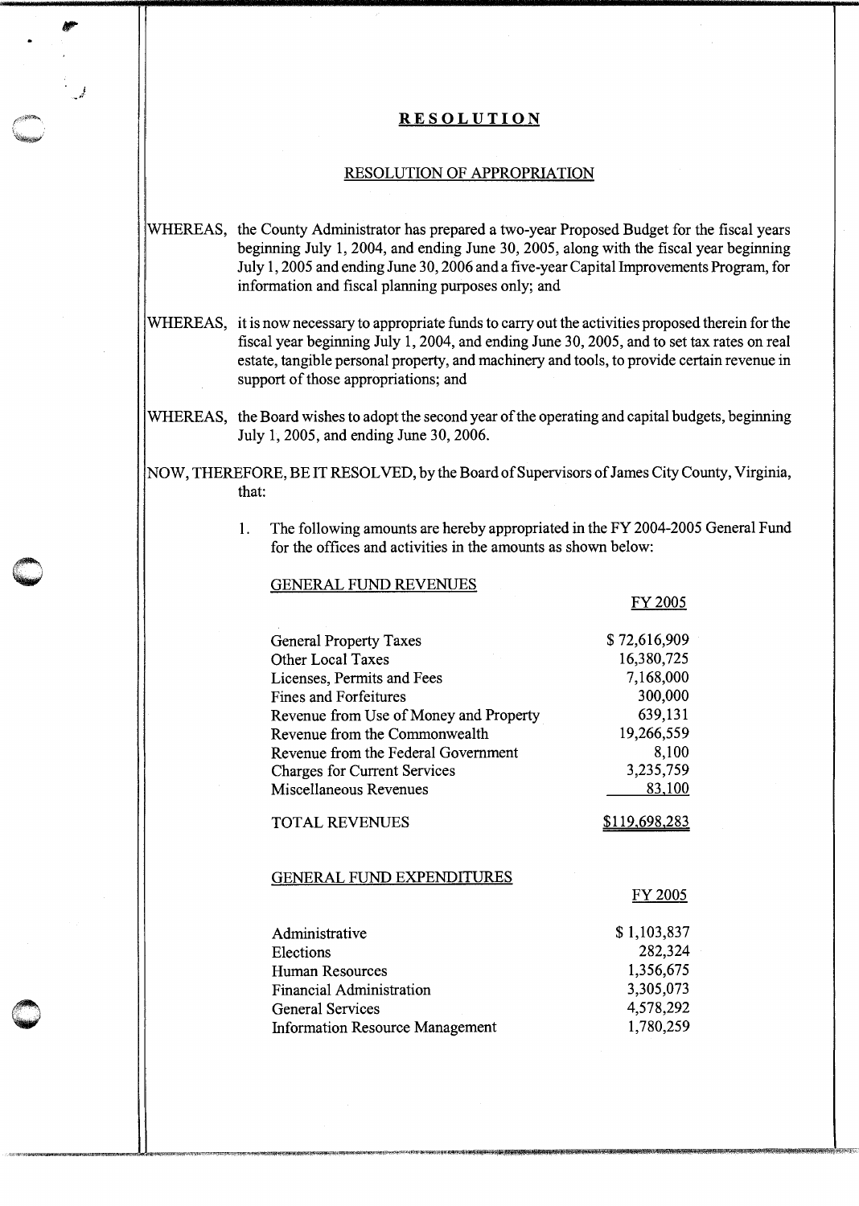# RESOLUTION

## RESOLUTION OF APPROPRIATION

WHEREAS, the County Administrator has prepared a two-year Proposed Budget for the fiscal years beginning July 1, 2004, and ending June 30, 2005, along with the fiscal year beginning July 1, 2005 and ending June 30, 2006 and a five-year Capital Improvements Program, for information and fiscal planning purposes only; and

WHEREAS, it is now necessary to appropriate funds to carry out the activities proposed therein for the fiscal year beginning July 1, 2004, and ending June 30, 2005, and to set tax rates on real estate, tangible personal property, and machinery and tools, to provide certain revenue in support of those appropriations; and

WHEREAS, the Board wishes to adopt the second year of the operating and capital budgets, beginning July 1, 2005, and ending June 30, 2006.

NOW, THEREFORE, BE IT RESOLVED, by the Board of Supervisors of James City County, Virginia, that:

1. The following amounts are hereby appropriated in the FY 2004-2005 General Fund for the offices and activities in the amounts as shown below:

| GENERAL FUND REVENUES | FY 2005 |
|---|---|
| General Property Taxes | $ 72,616,909 |
| Other Local Taxes | 16,380,725 |
| Licenses, Permits and Fees | 7,168,000 |
| Fines and Forfeitures | 300,000 |
| Revenue from Use of Money and Property | 639,131 |
| Revenue from the Commonwealth | 19,266,559 |
| Revenue from the Federal Government | 8,100 |
| Charges for Current Services | 3,235,759 |
| Miscellaneous Revenues | 83,100 |
| TOTAL REVENUES | $119,698,283 |

| GENERAL FUND EXPENDITURES | FY 2005 |
|---|---|
| Administrative | $ 1,103,837 |
| Elections | 282,324 |
| Human Resources | 1,356,675 |
| Financial Administration | 3,305,073 |
| General Services | 4,578,292 |
| Information Resource Management | 1,780,259 |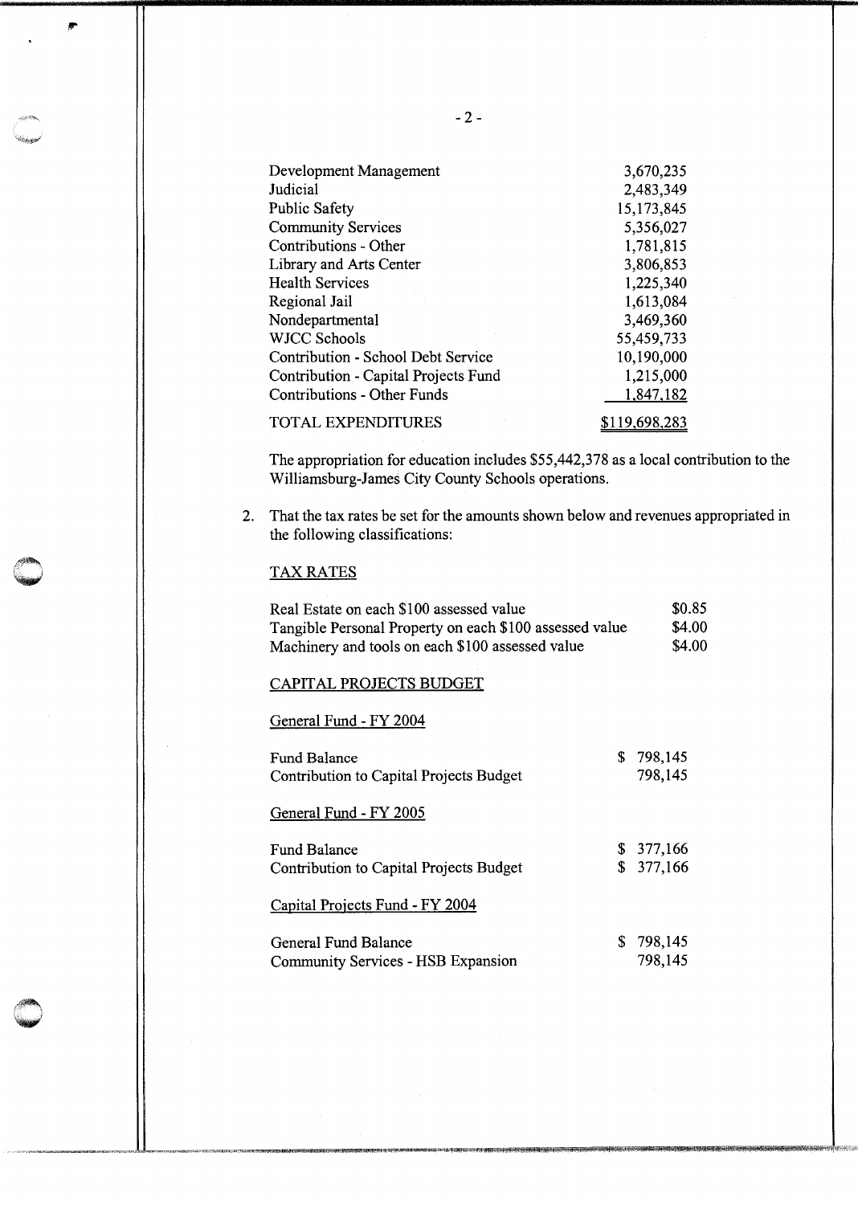| | |
|---|---|
| Development Management | 3,670,235 |
| Judicial | 2,483,349 |
| Public Safety | 15,173,845 |
| Community Services | 5,356,027 |
| Contributions - Other | 1,781,815 |
| Library and Arts Center | 3,806,853 |
| Health Services | 1,225,340 |
| Regional Jail | 1,613,084 |
| Nondepartmental | 3,469,360 |
| WJCC Schools | 55,459,733 |
| Contribution - School Debt Service | 10,190,000 |
| Contribution - Capital Projects Fund | 1,215,000 |
| Contributions - Other Funds | 1,847,182 |
| TOTAL EXPENDITURES | $119,698,283 |

The appropriation for education includes $55,442,378 as a local contribution to the Williamsburg-James City County Schools operations.

2. That the tax rates be set for the amounts shown below and revenues appropriated in the following classifications:

<u>TAX RATES</u>

| | |
|---|---|
| Real Estate on each $100 assessed value | $0.85 |
| Tangible Personal Property on each $100 assessed value | $4.00 |
| Machinery and tools on each $100 assessed value | $4.00 |

<u>CAPITAL PROJECTS BUDGET</u>

<u>General Fund - FY 2004</u>

| | |
|---|---|
| Fund Balance | $ 798,145 |
| Contribution to Capital Projects Budget | 798,145 |

<u>General Fund - FY 2005</u>

| | |
|---|---|
| Fund Balance | $ 377,166 |
| Contribution to Capital Projects Budget | $ 377,166 |

<u>Capital Projects Fund - FY 2004</u>

| | |
|---|---|
| General Fund Balance | $ 798,145 |
| Community Services - HSB Expansion | 798,145 |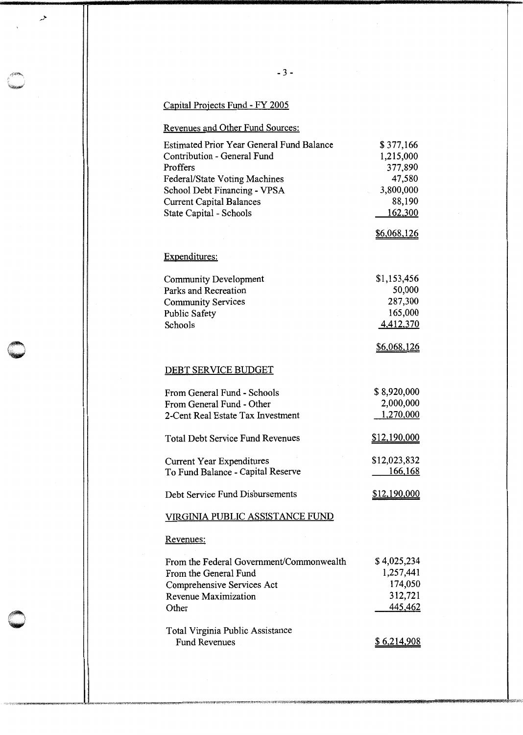## Capital Projects Fund - FY 2005

### Revenues and Other Fund Sources:

| | |
|---|---:|
| Estimated Prior Year General Fund Balance | $ 377,166 |
| Contribution - General Fund | 1,215,000 |
| Proffers | 377,890 |
| Federal/State Voting Machines | 47,580 |
| School Debt Financing - VPSA | 3,800,000 |
| Current Capital Balances | 88,190 |
| State Capital - Schools | 162,300 |
| | $6,068,126 |

### Expenditures:

| | |
|---|---:|
| Community Development | $1,153,456 |
| Parks and Recreation | 50,000 |
| Community Services | 287,300 |
| Public Safety | 165,000 |
| Schools | 4,412,370 |
| | $6,068,126 |

## DEBT SERVICE BUDGET

| | |
|---|---:|
| From General Fund - Schools | $ 8,920,000 |
| From General Fund - Other | 2,000,000 |
| 2-Cent Real Estate Tax Investment | 1,270,000 |
| Total Debt Service Fund Revenues | $12,190,000 |
| Current Year Expenditures | $12,023,832 |
| To Fund Balance - Capital Reserve | 166,168 |
| Debt Service Fund Disbursements | $12,190,000 |

## VIRGINIA PUBLIC ASSISTANCE FUND

### Revenues:

| | |
|---|---:|
| From the Federal Government/Commonwealth | $ 4,025,234 |
| From the General Fund | 1,257,441 |
| Comprehensive Services Act | 174,050 |
| Revenue Maximization | 312,721 |
| Other | 445,462 |
| Total Virginia Public Assistance Fund Revenues | $ 6,214,908 |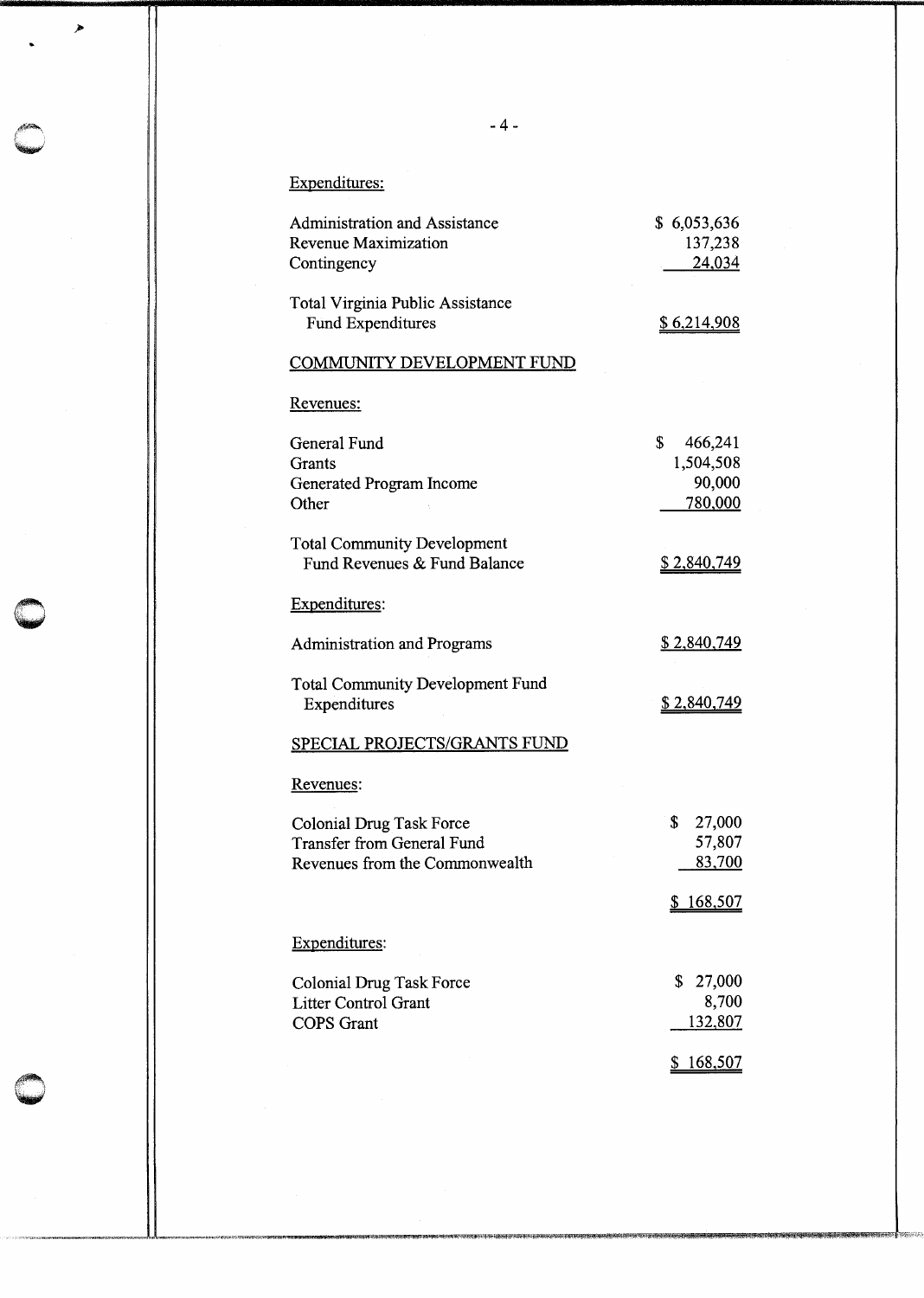Expenditures:

| | |
|---|---|
| Administration and Assistance | $ 6,053,636 |
| Revenue Maximization | 137,238 |
| Contingency | 24,034 |
| Total Virginia Public Assistance Fund Expenditures | $ 6,214,908 |

COMMUNITY DEVELOPMENT FUND

Revenues:

| | |
|---|---|
| General Fund | $ 466,241 |
| Grants | 1,504,508 |
| Generated Program Income | 90,000 |
| Other | 780,000 |
| Total Community Development Fund Revenues & Fund Balance | $ 2,840,749 |

Expenditures:

| | |
|---|---|
| Administration and Programs | $ 2,840,749 |
| Total Community Development Fund Expenditures | $ 2,840,749 |

SPECIAL PROJECTS/GRANTS FUND

Revenues:

| | |
|---|---|
| Colonial Drug Task Force | $ 27,000 |
| Transfer from General Fund | 57,807 |
| Revenues from the Commonwealth | 83,700 |
| | $ 168,507 |

Expenditures:

| | |
|---|---|
| Colonial Drug Task Force | $ 27,000 |
| Litter Control Grant | 8,700 |
| COPS Grant | 132,807 |
| | $ 168,507 |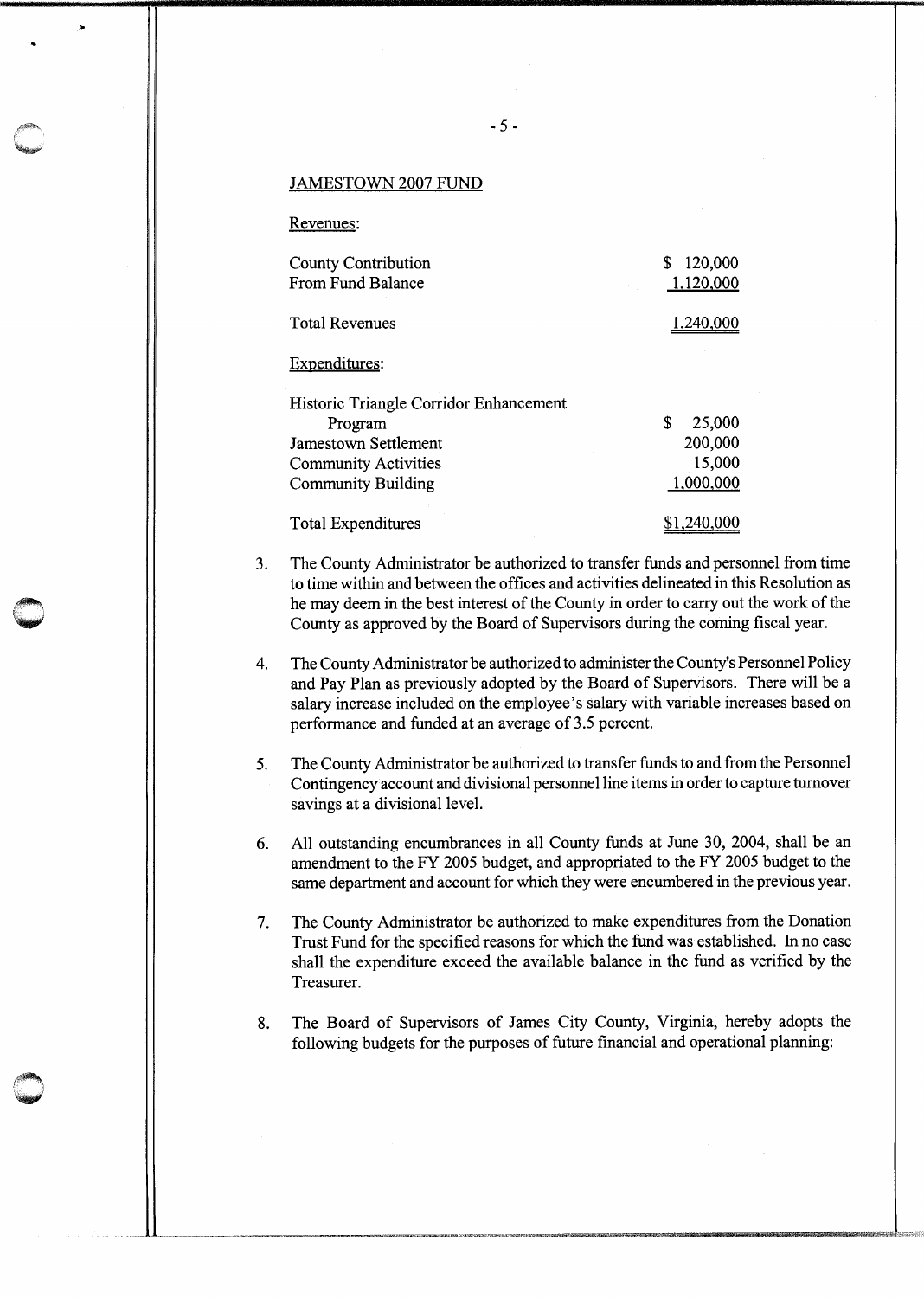JAMESTOWN 2007 FUND

Revenues:

| | |
|---|---|
| County Contribution | $ 120,000 |
| From Fund Balance | 1,120,000 |
| Total Revenues | 1,240,000 |

Expenditures:

| | |
|---|---|
| Historic Triangle Corridor Enhancement Program | $ 25,000 |
| Jamestown Settlement | 200,000 |
| Community Activities | 15,000 |
| Community Building | 1,000,000 |
| Total Expenditures | $1,240,000 |

3. The County Administrator be authorized to transfer funds and personnel from time to time within and between the offices and activities delineated in this Resolution as he may deem in the best interest of the County in order to carry out the work of the County as approved by the Board of Supervisors during the coming fiscal year.

4. The County Administrator be authorized to administer the County's Personnel Policy and Pay Plan as previously adopted by the Board of Supervisors. There will be a salary increase included on the employee's salary with variable increases based on performance and funded at an average of 3.5 percent.

5. The County Administrator be authorized to transfer funds to and from the Personnel Contingency account and divisional personnel line items in order to capture turnover savings at a divisional level.

6. All outstanding encumbrances in all County funds at June 30, 2004, shall be an amendment to the FY 2005 budget, and appropriated to the FY 2005 budget to the same department and account for which they were encumbered in the previous year.

7. The County Administrator be authorized to make expenditures from the Donation Trust Fund for the specified reasons for which the fund was established. In no case shall the expenditure exceed the available balance in the fund as verified by the Treasurer.

8. The Board of Supervisors of James City County, Virginia, hereby adopts the following budgets for the purposes of future financial and operational planning: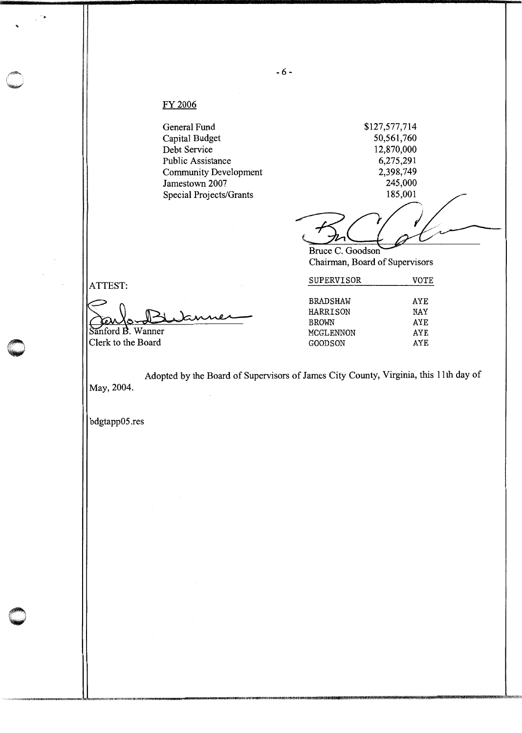FY 2006

| | |
|---|---|
| General Fund | $127,577,714 |
| Capital Budget | 50,561,760 |
| Debt Service | 12,870,000 |
| Public Assistance | 6,275,291 |
| Community Development | 2,398,749 |
| Jamestown 2007 | 245,000 |
| Special Projects/Grants | 185,001 |

Bruce C. Goodson
Chairman, Board of Supervisors

ATTEST:

Sanford B. Wanner
Clerk to the Board

| SUPERVISOR | VOTE |
|---|---|
| BRADSHAW | AYE |
| HARRISON | NAY |
| BROWN | AYE |
| MCGLENNON | AYE |
| GOODSON | AYE |

Adopted by the Board of Supervisors of James City County, Virginia, this 11th day of May, 2004.

bdgtapp05.res